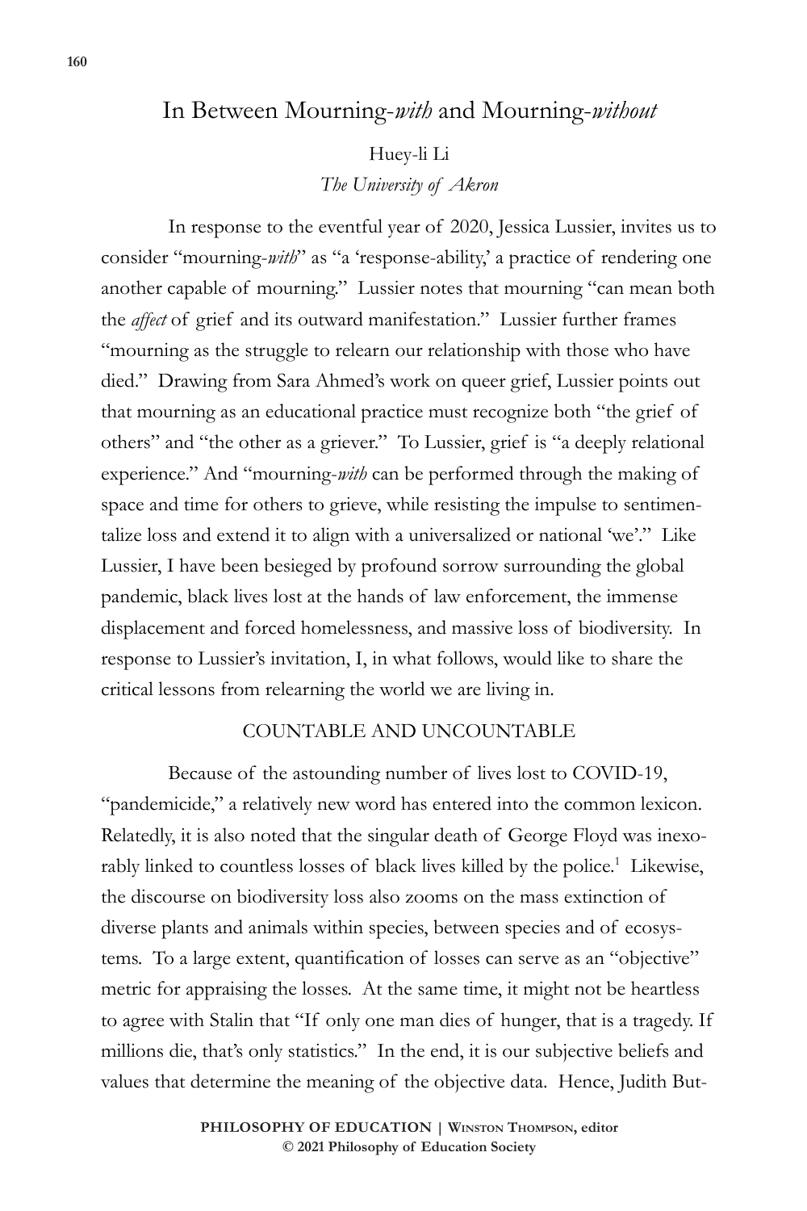# In Between Mourning-*with* and Mourning-*without*

Huey-li Li
*The University of Akron*

In response to the eventful year of 2020, Jessica Lussier, invites us to consider "mourning-*with*" as "a 'response-ability,' a practice of rendering one another capable of mourning." Lussier notes that mourning "can mean both the *affect* of grief and its outward manifestation." Lussier further frames "mourning as the struggle to relearn our relationship with those who have died." Drawing from Sara Ahmed's work on queer grief, Lussier points out that mourning as an educational practice must recognize both "the grief of others" and "the other as a griever." To Lussier, grief is "a deeply relational experience." And "mourning-*with* can be performed through the making of space and time for others to grieve, while resisting the impulse to sentimentalize loss and extend it to align with a universalized or national 'we'." Like Lussier, I have been besieged by profound sorrow surrounding the global pandemic, black lives lost at the hands of law enforcement, the immense displacement and forced homelessness, and massive loss of biodiversity. In response to Lussier's invitation, I, in what follows, would like to share the critical lessons from relearning the world we are living in.

## COUNTABLE AND UNCOUNTABLE

Because of the astounding number of lives lost to COVID-19, "pandemicide," a relatively new word has entered into the common lexicon. Relatedly, it is also noted that the singular death of George Floyd was inexorably linked to countless losses of black lives killed by the police.[1] Likewise, the discourse on biodiversity loss also zooms on the mass extinction of diverse plants and animals within species, between species and of ecosystems. To a large extent, quantification of losses can serve as an "objective" metric for appraising the losses. At the same time, it might not be heartless to agree with Stalin that "If only one man dies of hunger, that is a tragedy. If millions die, that's only statistics." In the end, it is our subjective beliefs and values that determine the meaning of the objective data. Hence, Judith But-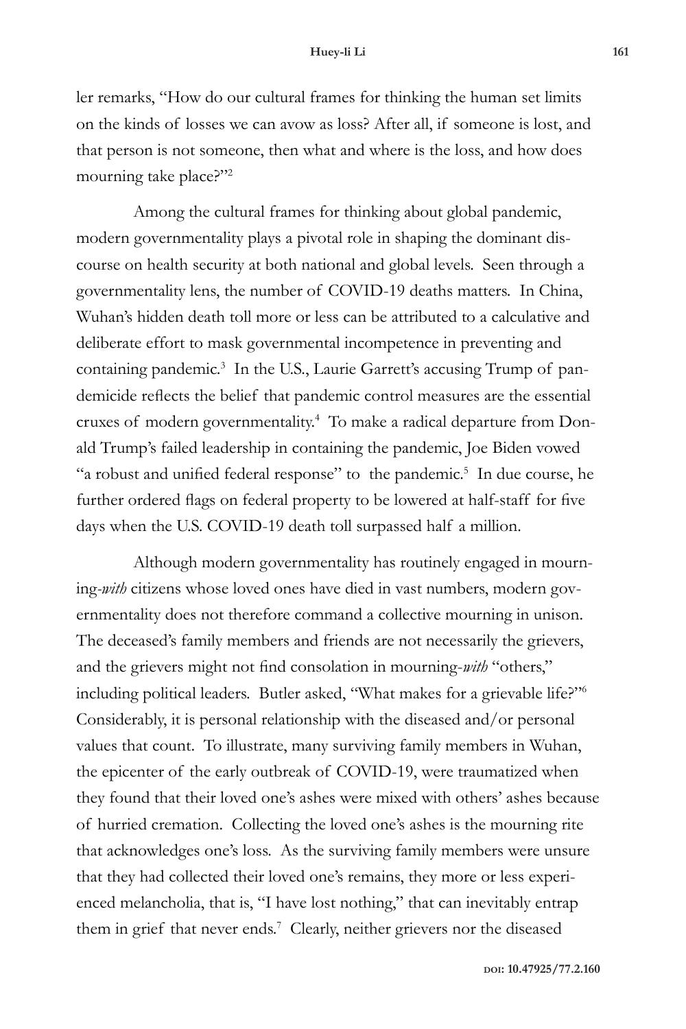ler remarks, "How do our cultural frames for thinking the human set limits on the kinds of losses we can avow as loss? After all, if someone is lost, and that person is not someone, then what and where is the loss, and how does mourning take place?"[2]

Among the cultural frames for thinking about global pandemic, modern governmentality plays a pivotal role in shaping the dominant discourse on health security at both national and global levels. Seen through a governmentality lens, the number of COVID-19 deaths matters. In China, Wuhan's hidden death toll more or less can be attributed to a calculative and deliberate effort to mask governmental incompetence in preventing and containing pandemic.[3] In the U.S., Laurie Garrett's accusing Trump of pandemicide reflects the belief that pandemic control measures are the essential cruxes of modern governmentality.[4] To make a radical departure from Donald Trump's failed leadership in containing the pandemic, Joe Biden vowed "a robust and unified federal response" to the pandemic.[5] In due course, he further ordered flags on federal property to be lowered at half-staff for five days when the U.S. COVID-19 death toll surpassed half a million.

Although modern governmentality has routinely engaged in mourning-*with* citizens whose loved ones have died in vast numbers, modern governmentality does not therefore command a collective mourning in unison. The deceased's family members and friends are not necessarily the grievers, and the grievers might not find consolation in mourning-*with* "others," including political leaders. Butler asked, "What makes for a grievable life?"[6] Considerably, it is personal relationship with the diseased and/or personal values that count. To illustrate, many surviving family members in Wuhan, the epicenter of the early outbreak of COVID-19, were traumatized when they found that their loved one's ashes were mixed with others' ashes because of hurried cremation. Collecting the loved one's ashes is the mourning rite that acknowledges one's loss. As the surviving family members were unsure that they had collected their loved one's remains, they more or less experienced melancholia, that is, "I have lost nothing," that can inevitably entrap them in grief that never ends.[7] Clearly, neither grievers nor the diseased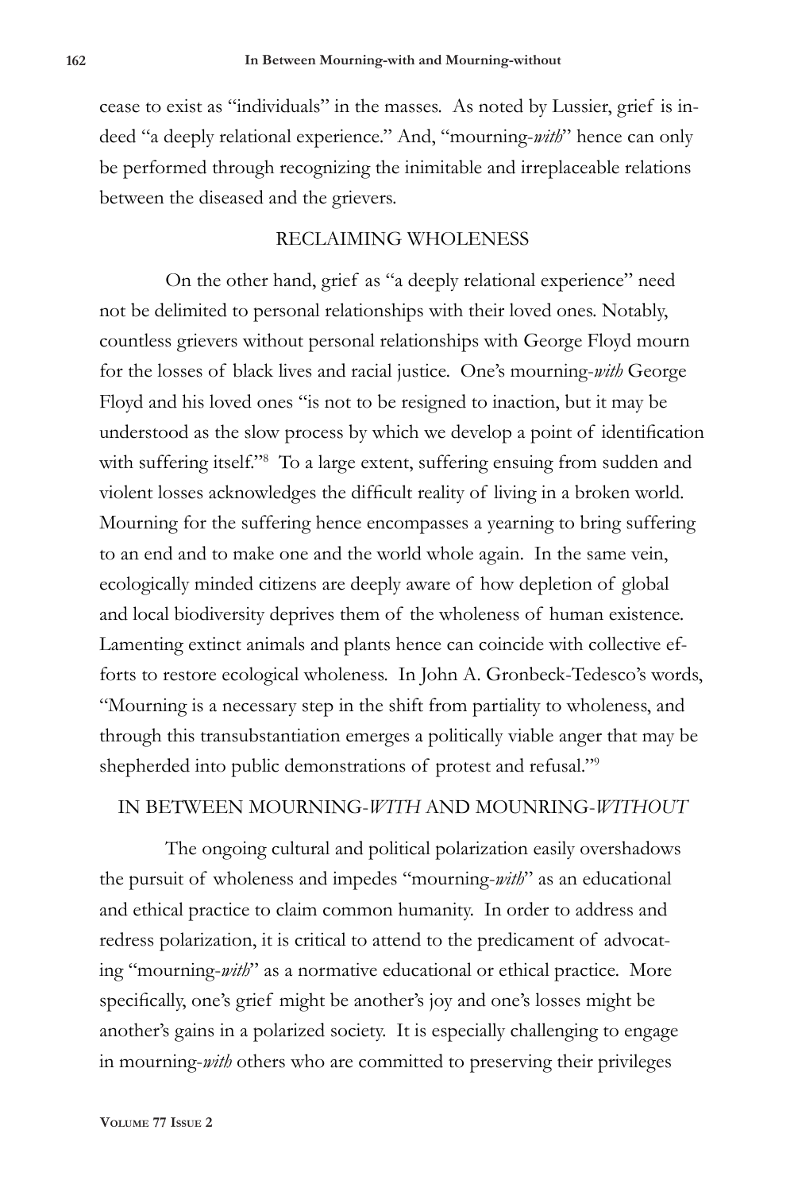cease to exist as "individuals" in the masses. As noted by Lussier, grief is indeed "a deeply relational experience." And, "mourning-*with*" hence can only be performed through recognizing the inimitable and irreplaceable relations between the diseased and the grievers.

## RECLAIMING WHOLENESS

On the other hand, grief as "a deeply relational experience" need not be delimited to personal relationships with their loved ones. Notably, countless grievers without personal relationships with George Floyd mourn for the losses of black lives and racial justice. One's mourning-*with* George Floyd and his loved ones "is not to be resigned to inaction, but it may be understood as the slow process by which we develop a point of identification with suffering itself."[8] To a large extent, suffering ensuing from sudden and violent losses acknowledges the difficult reality of living in a broken world. Mourning for the suffering hence encompasses a yearning to bring suffering to an end and to make one and the world whole again. In the same vein, ecologically minded citizens are deeply aware of how depletion of global and local biodiversity deprives them of the wholeness of human existence. Lamenting extinct animals and plants hence can coincide with collective efforts to restore ecological wholeness. In John A. Gronbeck-Tedesco's words, "Mourning is a necessary step in the shift from partiality to wholeness, and through this transubstantiation emerges a politically viable anger that may be shepherded into public demonstrations of protest and refusal."[9]

## IN BETWEEN MOURNING-*WITH* AND MOUNRING-*WITHOUT*

The ongoing cultural and political polarization easily overshadows the pursuit of wholeness and impedes "mourning-*with*" as an educational and ethical practice to claim common humanity. In order to address and redress polarization, it is critical to attend to the predicament of advocating "mourning-*with*" as a normative educational or ethical practice. More specifically, one's grief might be another's joy and one's losses might be another's gains in a polarized society. It is especially challenging to engage in mourning-*with* others who are committed to preserving their privileges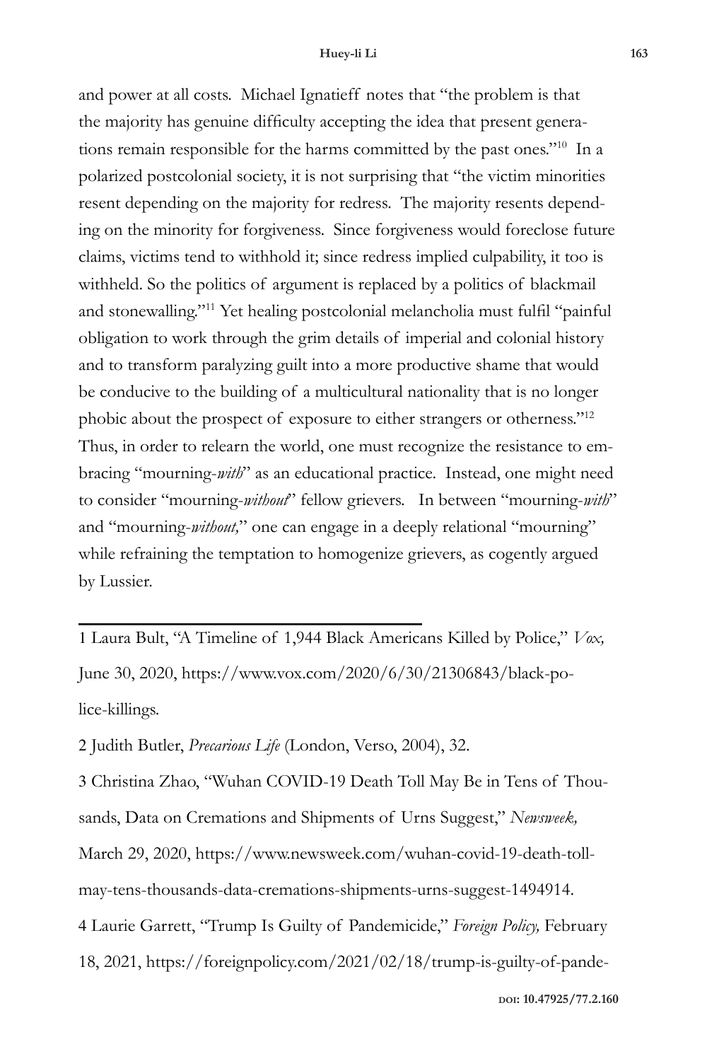and power at all costs. Michael Ignatieff notes that "the problem is that the majority has genuine difficulty accepting the idea that present generations remain responsible for the harms committed by the past ones."[10] In a polarized postcolonial society, it is not surprising that "the victim minorities resent depending on the majority for redress. The majority resents depending on the minority for forgiveness. Since forgiveness would foreclose future claims, victims tend to withhold it; since redress implied culpability, it too is withheld. So the politics of argument is replaced by a politics of blackmail and stonewalling."[11] Yet healing postcolonial melancholia must fulfil "painful obligation to work through the grim details of imperial and colonial history and to transform paralyzing guilt into a more productive shame that would be conducive to the building of a multicultural nationality that is no longer phobic about the prospect of exposure to either strangers or otherness."[12] Thus, in order to relearn the world, one must recognize the resistance to embracing "mourning-*with*" as an educational practice. Instead, one might need to consider "mourning-*without*" fellow grievers. In between "mourning-*with*" and "mourning-*without,*" one can engage in a deeply relational "mourning" while refraining the temptation to homogenize grievers, as cogently argued by Lussier.

---

1 Laura Bult, "A Timeline of 1,944 Black Americans Killed by Police," *Vox,* June 30, 2020, https://www.vox.com/2020/6/30/21306843/black-police-killings.

2 Judith Butler, *Precarious Life* (London, Verso, 2004), 32.

3 Christina Zhao, "Wuhan COVID-19 Death Toll May Be in Tens of Thousands, Data on Cremations and Shipments of Urns Suggest," *Newsweek,* March 29, 2020, https://www.newsweek.com/wuhan-covid-19-death-toll-may-tens-thousands-data-cremations-shipments-urns-suggest-1494914.

4 Laurie Garrett, "Trump Is Guilty of Pandemicide," *Foreign Policy,* February 18, 2021, https://foreignpolicy.com/2021/02/18/trump-is-guilty-of-pande-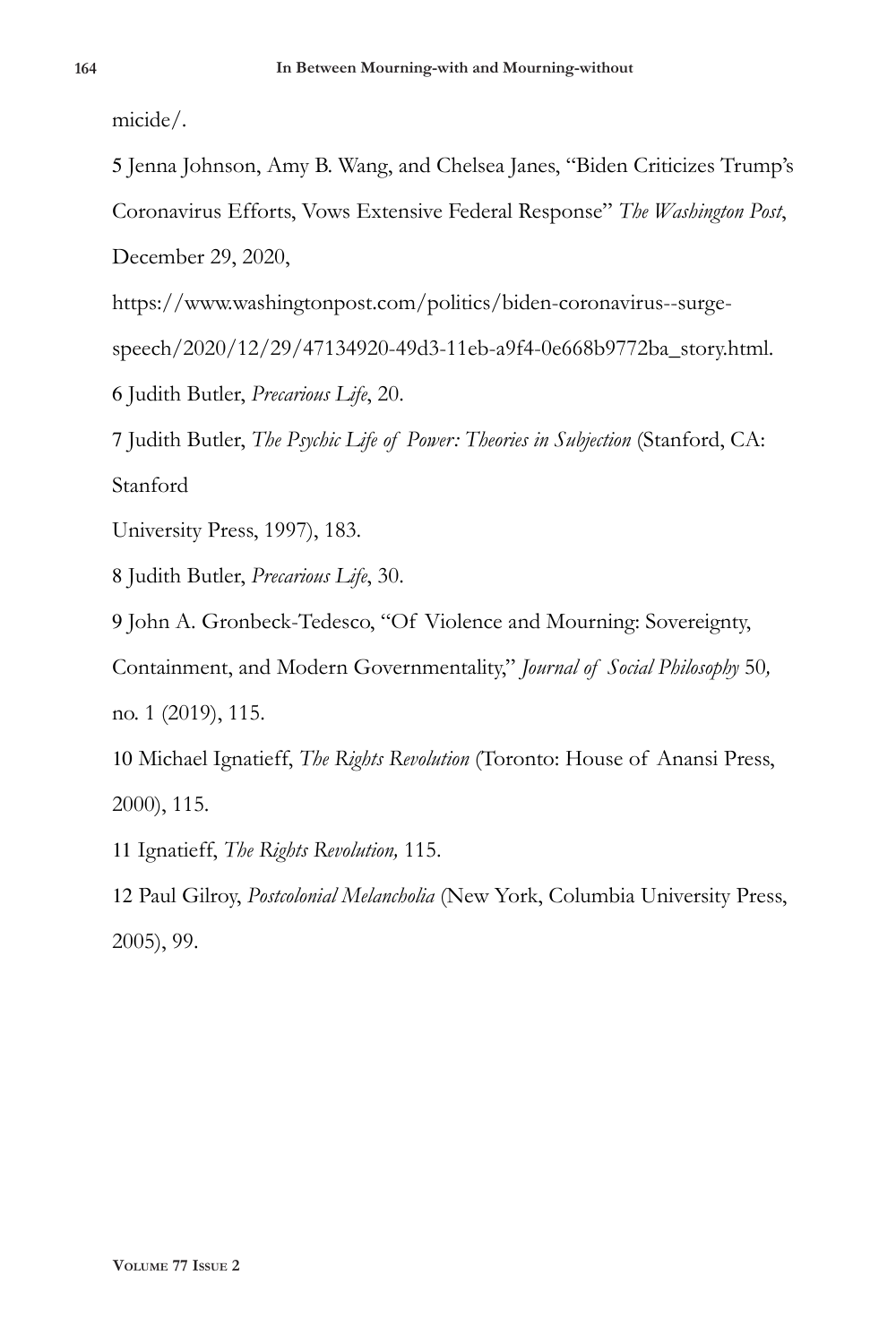micide/.

5 Jenna Johnson, Amy B. Wang, and Chelsea Janes, "Biden Criticizes Trump's Coronavirus Efforts, Vows Extensive Federal Response" *The Washington Post*, December 29, 2020, https://www.washingtonpost.com/politics/biden-coronavirus--surge-speech/2020/12/29/47134920-49d3-11eb-a9f4-0e668b9772ba_story.html.

6 Judith Butler, *Precarious Life*, 20.

7 Judith Butler, *The Psychic Life of Power: Theories in Subjection* (Stanford, CA: Stanford University Press, 1997), 183.

8 Judith Butler, *Precarious Life*, 30.

9 John A. Gronbeck-Tedesco, "Of Violence and Mourning: Sovereignty, Containment, and Modern Governmentality," *Journal of Social Philosophy* 50, no. 1 (2019), 115.

10 Michael Ignatieff, *The Rights Revolution* (Toronto: House of Anansi Press, 2000), 115.

11 Ignatieff, *The Rights Revolution,* 115.

12 Paul Gilroy, *Postcolonial Melancholia* (New York, Columbia University Press, 2005), 99.